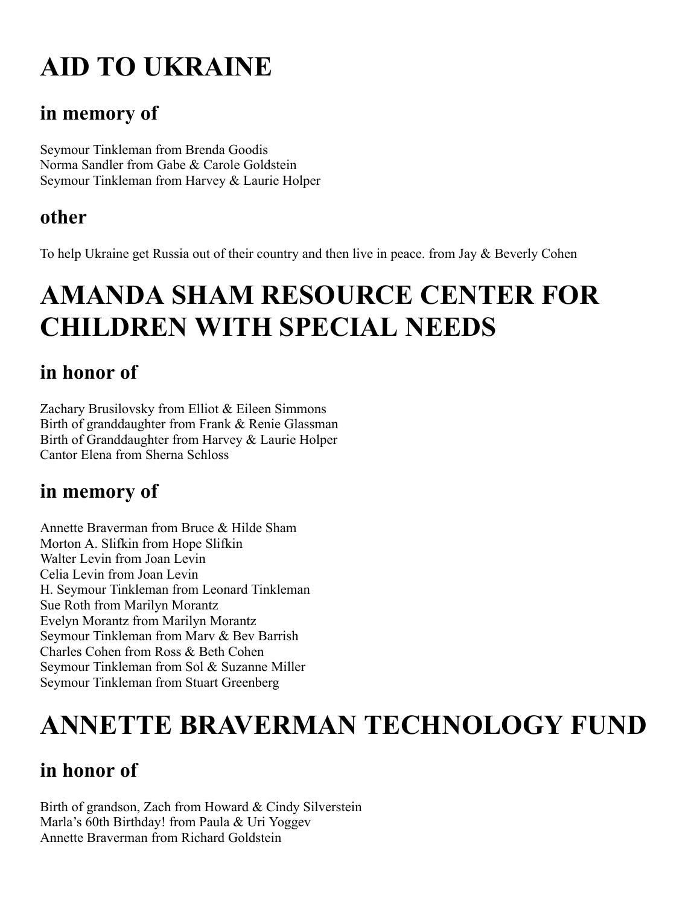# AID TO UKRAINE

## in memory of

Seymour Tinkleman from Brenda Goodis
Norma Sandler from Gabe & Carole Goldstein
Seymour Tinkleman from Harvey & Laurie Holper

## other

To help Ukraine get Russia out of their country and then live in peace. from Jay & Beverly Cohen

# AMANDA SHAM RESOURCE CENTER FOR CHILDREN WITH SPECIAL NEEDS

## in honor of

Zachary Brusilovsky from Elliot & Eileen Simmons
Birth of granddaughter from Frank & Renie Glassman
Birth of Granddaughter from Harvey & Laurie Holper
Cantor Elena from Sherna Schloss

## in memory of

Annette Braverman from Bruce & Hilde Sham
Morton A. Slifkin from Hope Slifkin
Walter Levin from Joan Levin
Celia Levin from Joan Levin
H. Seymour Tinkleman from Leonard Tinkleman
Sue Roth from Marilyn Morantz
Evelyn Morantz from Marilyn Morantz
Seymour Tinkleman from Marv & Bev Barrish
Charles Cohen from Ross & Beth Cohen
Seymour Tinkleman from Sol & Suzanne Miller
Seymour Tinkleman from Stuart Greenberg

# ANNETTE BRAVERMAN TECHNOLOGY FUND

## in honor of

Birth of grandson, Zach from Howard & Cindy Silverstein
Marla's 60th Birthday! from Paula & Uri Yoggev
Annette Braverman from Richard Goldstein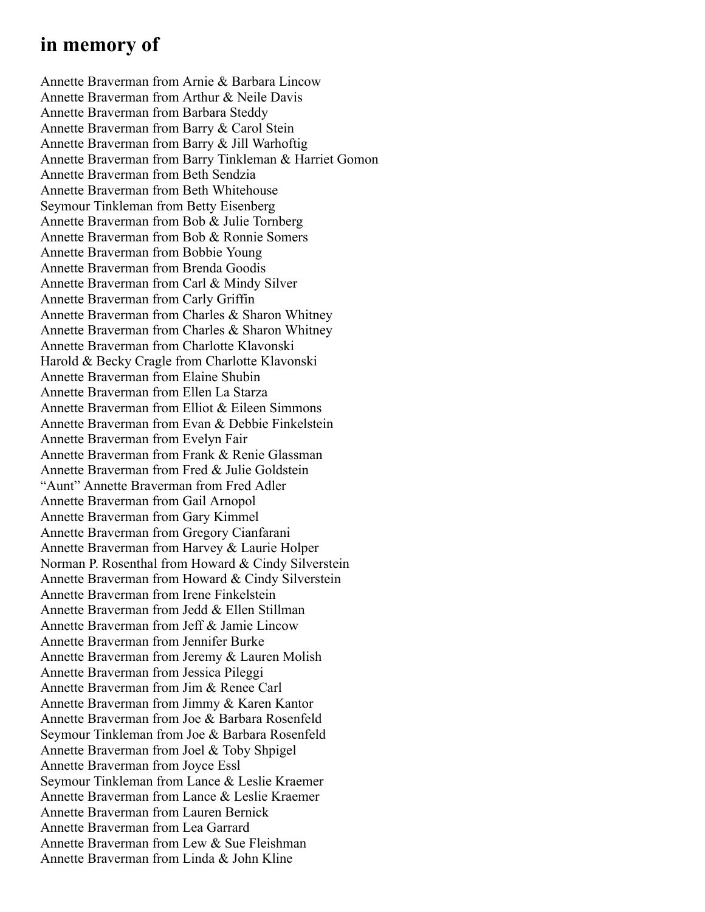## in memory of

Annette Braverman from Arnie & Barbara Lincow
Annette Braverman from Arthur & Neile Davis
Annette Braverman from Barbara Steddy
Annette Braverman from Barry & Carol Stein
Annette Braverman from Barry & Jill Warhoftig
Annette Braverman from Barry Tinkleman & Harriet Gomon
Annette Braverman from Beth Sendzia
Annette Braverman from Beth Whitehouse
Seymour Tinkleman from Betty Eisenberg
Annette Braverman from Bob & Julie Tornberg
Annette Braverman from Bob & Ronnie Somers
Annette Braverman from Bobbie Young
Annette Braverman from Brenda Goodis
Annette Braverman from Carl & Mindy Silver
Annette Braverman from Carly Griffin
Annette Braverman from Charles & Sharon Whitney
Annette Braverman from Charles & Sharon Whitney
Annette Braverman from Charlotte Klavonski
Harold & Becky Cragle from Charlotte Klavonski
Annette Braverman from Elaine Shubin
Annette Braverman from Ellen La Starza
Annette Braverman from Elliot & Eileen Simmons
Annette Braverman from Evan & Debbie Finkelstein
Annette Braverman from Evelyn Fair
Annette Braverman from Frank & Renie Glassman
Annette Braverman from Fred & Julie Goldstein
"Aunt" Annette Braverman from Fred Adler
Annette Braverman from Gail Arnopol
Annette Braverman from Gary Kimmel
Annette Braverman from Gregory Cianfarani
Annette Braverman from Harvey & Laurie Holper
Norman P. Rosenthal from Howard & Cindy Silverstein
Annette Braverman from Howard & Cindy Silverstein
Annette Braverman from Irene Finkelstein
Annette Braverman from Jedd & Ellen Stillman
Annette Braverman from Jeff & Jamie Lincow
Annette Braverman from Jennifer Burke
Annette Braverman from Jeremy & Lauren Molish
Annette Braverman from Jessica Pileggi
Annette Braverman from Jim & Renee Carl
Annette Braverman from Jimmy & Karen Kantor
Annette Braverman from Joe & Barbara Rosenfeld
Seymour Tinkleman from Joe & Barbara Rosenfeld
Annette Braverman from Joel & Toby Shpigel
Annette Braverman from Joyce Essl
Seymour Tinkleman from Lance & Leslie Kraemer
Annette Braverman from Lance & Leslie Kraemer
Annette Braverman from Lauren Bernick
Annette Braverman from Lea Garrard
Annette Braverman from Lew & Sue Fleishman
Annette Braverman from Linda & John Kline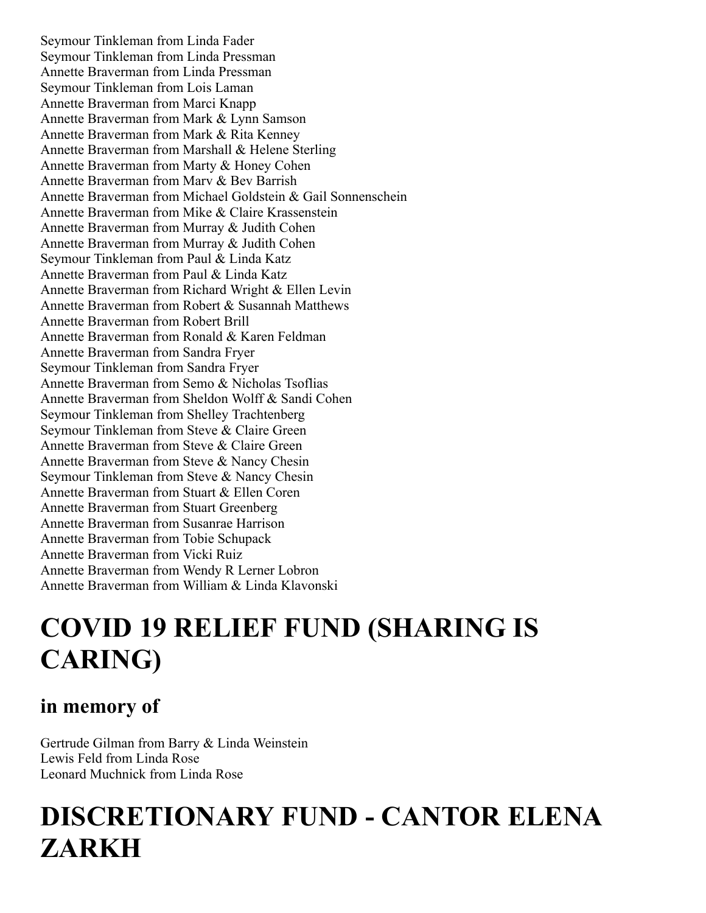Seymour Tinkleman from Linda Fader
Seymour Tinkleman from Linda Pressman
Annette Braverman from Linda Pressman
Seymour Tinkleman from Lois Laman
Annette Braverman from Marci Knapp
Annette Braverman from Mark & Lynn Samson
Annette Braverman from Mark & Rita Kenney
Annette Braverman from Marshall & Helene Sterling
Annette Braverman from Marty & Honey Cohen
Annette Braverman from Marv & Bev Barrish
Annette Braverman from Michael Goldstein & Gail Sonnenschein
Annette Braverman from Mike & Claire Krassenstein
Annette Braverman from Murray & Judith Cohen
Annette Braverman from Murray & Judith Cohen
Seymour Tinkleman from Paul & Linda Katz
Annette Braverman from Paul & Linda Katz
Annette Braverman from Richard Wright & Ellen Levin
Annette Braverman from Robert & Susannah Matthews
Annette Braverman from Robert Brill
Annette Braverman from Ronald & Karen Feldman
Annette Braverman from Sandra Fryer
Seymour Tinkleman from Sandra Fryer
Annette Braverman from Semo & Nicholas Tsoflias
Annette Braverman from Sheldon Wolff & Sandi Cohen
Seymour Tinkleman from Shelley Trachtenberg
Seymour Tinkleman from Steve & Claire Green
Annette Braverman from Steve & Claire Green
Annette Braverman from Steve & Nancy Chesin
Seymour Tinkleman from Steve & Nancy Chesin
Annette Braverman from Stuart & Ellen Coren
Annette Braverman from Stuart Greenberg
Annette Braverman from Susanrae Harrison
Annette Braverman from Tobie Schupack
Annette Braverman from Vicki Ruiz
Annette Braverman from Wendy R Lerner Lobron
Annette Braverman from William & Linda Klavonski

# COVID 19 RELIEF FUND (SHARING IS CARING)

## in memory of

Gertrude Gilman from Barry & Linda Weinstein
Lewis Feld from Linda Rose
Leonard Muchnick from Linda Rose

# DISCRETIONARY FUND - CANTOR ELENA ZARKH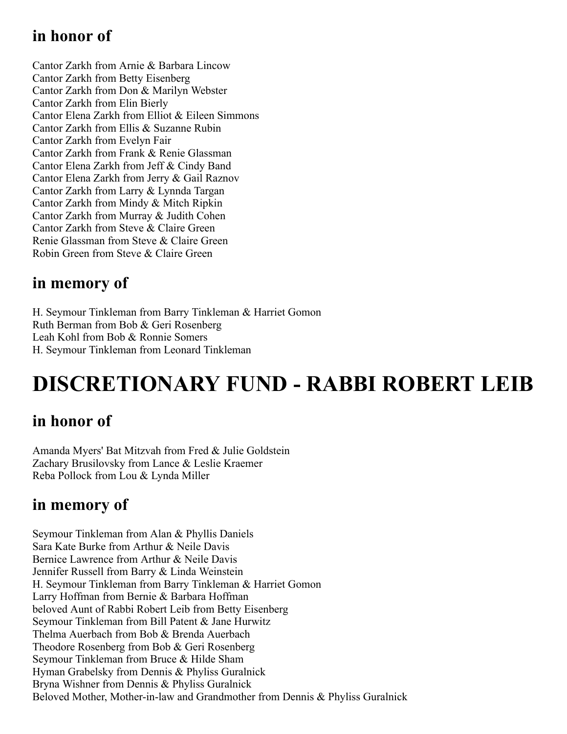## in honor of

Cantor Zarkh from Arnie & Barbara Lincow
Cantor Zarkh from Betty Eisenberg
Cantor Zarkh from Don & Marilyn Webster
Cantor Zarkh from Elin Bierly
Cantor Elena Zarkh from Elliot & Eileen Simmons
Cantor Zarkh from Ellis & Suzanne Rubin
Cantor Zarkh from Evelyn Fair
Cantor Zarkh from Frank & Renie Glassman
Cantor Elena Zarkh from Jeff & Cindy Band
Cantor Elena Zarkh from Jerry & Gail Raznov
Cantor Zarkh from Larry & Lynnda Targan
Cantor Zarkh from Mindy & Mitch Ripkin
Cantor Zarkh from Murray & Judith Cohen
Cantor Zarkh from Steve & Claire Green
Renie Glassman from Steve & Claire Green
Robin Green from Steve & Claire Green

## in memory of

H. Seymour Tinkleman from Barry Tinkleman & Harriet Gomon
Ruth Berman from Bob & Geri Rosenberg
Leah Kohl from Bob & Ronnie Somers
H. Seymour Tinkleman from Leonard Tinkleman

# DISCRETIONARY FUND - RABBI ROBERT LEIB

## in honor of

Amanda Myers' Bat Mitzvah from Fred & Julie Goldstein
Zachary Brusilovsky from Lance & Leslie Kraemer
Reba Pollock from Lou & Lynda Miller

## in memory of

Seymour Tinkleman from Alan & Phyllis Daniels
Sara Kate Burke from Arthur & Neile Davis
Bernice Lawrence from Arthur & Neile Davis
Jennifer Russell from Barry & Linda Weinstein
H. Seymour Tinkleman from Barry Tinkleman & Harriet Gomon
Larry Hoffman from Bernie & Barbara Hoffman
beloved Aunt of Rabbi Robert Leib from Betty Eisenberg
Seymour Tinkleman from Bill Patent & Jane Hurwitz
Thelma Auerbach from Bob & Brenda Auerbach
Theodore Rosenberg from Bob & Geri Rosenberg
Seymour Tinkleman from Bruce & Hilde Sham
Hyman Grabelsky from Dennis & Phyliss Guralnick
Bryna Wishner from Dennis & Phyliss Guralnick
Beloved Mother, Mother-in-law and Grandmother from Dennis & Phyliss Guralnick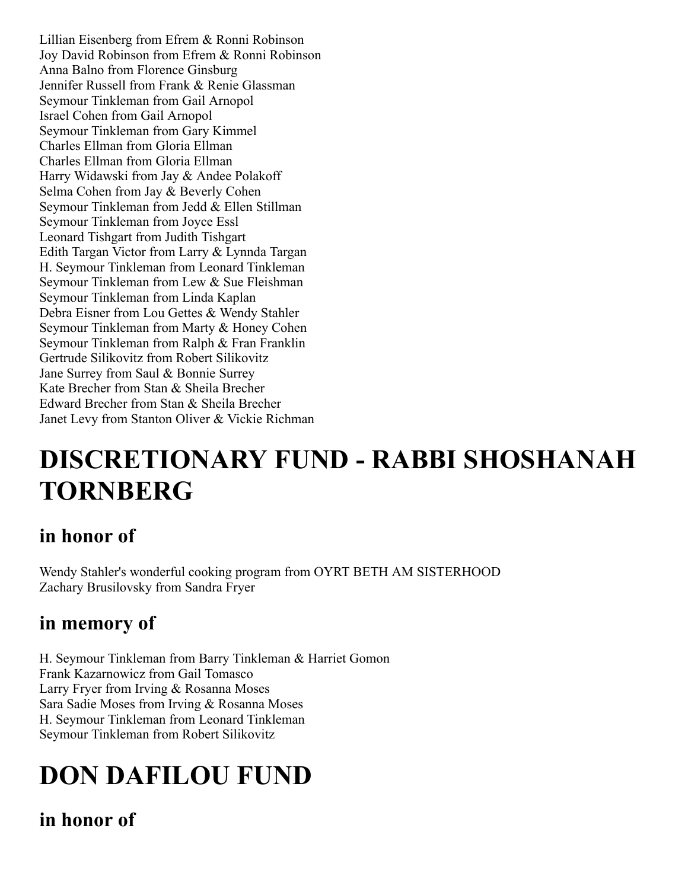Lillian Eisenberg from Efrem & Ronni Robinson
Joy David Robinson from Efrem & Ronni Robinson
Anna Balno from Florence Ginsburg
Jennifer Russell from Frank & Renie Glassman
Seymour Tinkleman from Gail Arnopol
Israel Cohen from Gail Arnopol
Seymour Tinkleman from Gary Kimmel
Charles Ellman from Gloria Ellman
Charles Ellman from Gloria Ellman
Harry Widawski from Jay & Andee Polakoff
Selma Cohen from Jay & Beverly Cohen
Seymour Tinkleman from Jedd & Ellen Stillman
Seymour Tinkleman from Joyce Essl
Leonard Tishgart from Judith Tishgart
Edith Targan Victor from Larry & Lynnda Targan
H. Seymour Tinkleman from Leonard Tinkleman
Seymour Tinkleman from Lew & Sue Fleishman
Seymour Tinkleman from Linda Kaplan
Debra Eisner from Lou Gettes & Wendy Stahler
Seymour Tinkleman from Marty & Honey Cohen
Seymour Tinkleman from Ralph & Fran Franklin
Gertrude Silikovitz from Robert Silikovitz
Jane Surrey from Saul & Bonnie Surrey
Kate Brecher from Stan & Sheila Brecher
Edward Brecher from Stan & Sheila Brecher
Janet Levy from Stanton Oliver & Vickie Richman

# DISCRETIONARY FUND - RABBI SHOSHANAH TORNBERG

## in honor of

Wendy Stahler's wonderful cooking program from OYRT BETH AM SISTERHOOD
Zachary Brusilovsky from Sandra Fryer

## in memory of

H. Seymour Tinkleman from Barry Tinkleman & Harriet Gomon
Frank Kazarnowicz from Gail Tomasco
Larry Fryer from Irving & Rosanna Moses
Sara Sadie Moses from Irving & Rosanna Moses
H. Seymour Tinkleman from Leonard Tinkleman
Seymour Tinkleman from Robert Silikovitz

# DON DAFILOU FUND

## in honor of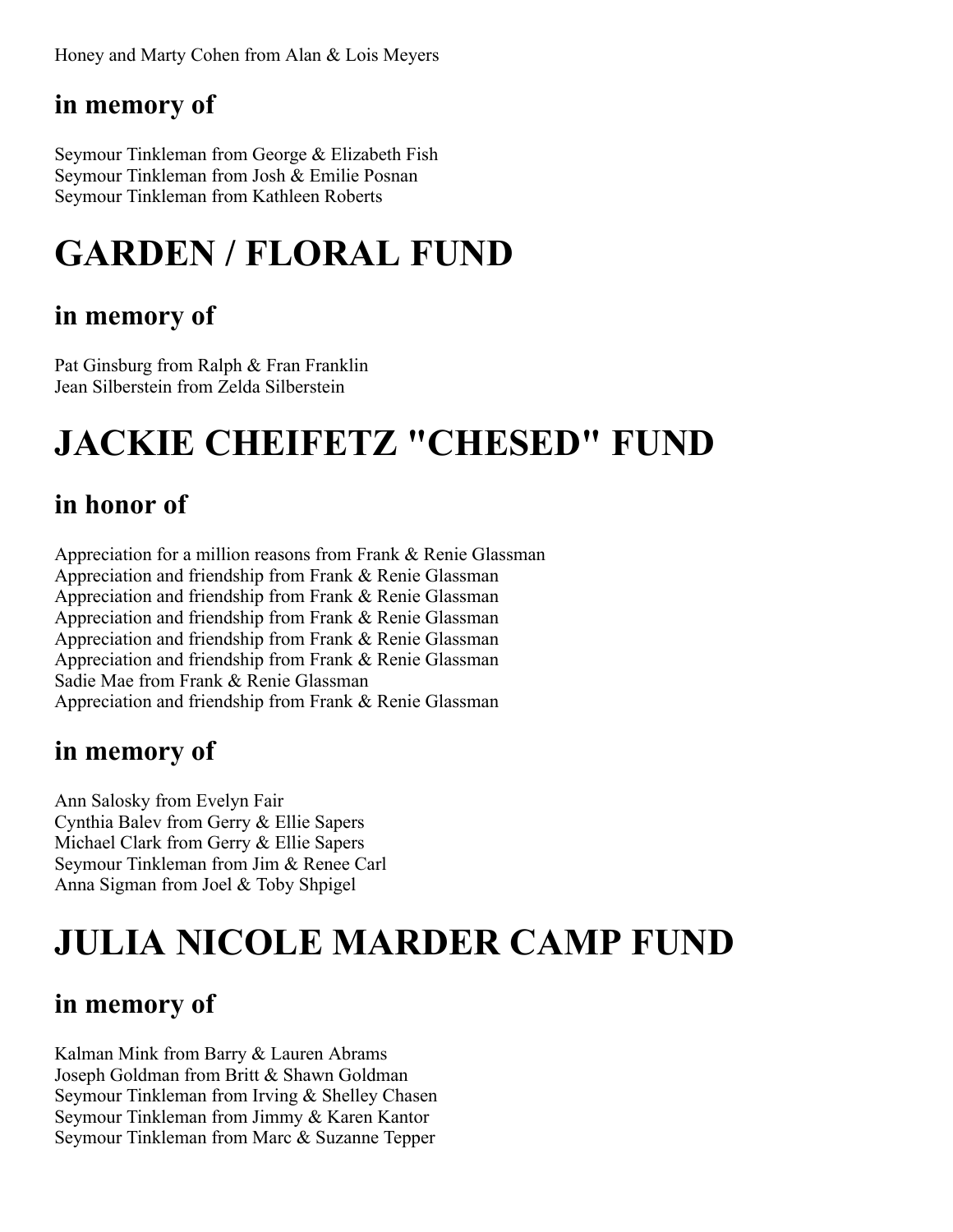Honey and Marty Cohen from Alan & Lois Meyers

## in memory of

Seymour Tinkleman from George & Elizabeth Fish
Seymour Tinkleman from Josh & Emilie Posnan
Seymour Tinkleman from Kathleen Roberts

# GARDEN / FLORAL FUND

## in memory of

Pat Ginsburg from Ralph & Fran Franklin
Jean Silberstein from Zelda Silberstein

# JACKIE CHEIFETZ "CHESED" FUND

## in honor of

Appreciation for a million reasons from Frank & Renie Glassman
Appreciation and friendship from Frank & Renie Glassman
Appreciation and friendship from Frank & Renie Glassman
Appreciation and friendship from Frank & Renie Glassman
Appreciation and friendship from Frank & Renie Glassman
Appreciation and friendship from Frank & Renie Glassman
Sadie Mae from Frank & Renie Glassman
Appreciation and friendship from Frank & Renie Glassman

## in memory of

Ann Salosky from Evelyn Fair
Cynthia Balev from Gerry & Ellie Sapers
Michael Clark from Gerry & Ellie Sapers
Seymour Tinkleman from Jim & Renee Carl
Anna Sigman from Joel & Toby Shpigel

# JULIA NICOLE MARDER CAMP FUND

## in memory of

Kalman Mink from Barry & Lauren Abrams
Joseph Goldman from Britt & Shawn Goldman
Seymour Tinkleman from Irving & Shelley Chasen
Seymour Tinkleman from Jimmy & Karen Kantor
Seymour Tinkleman from Marc & Suzanne Tepper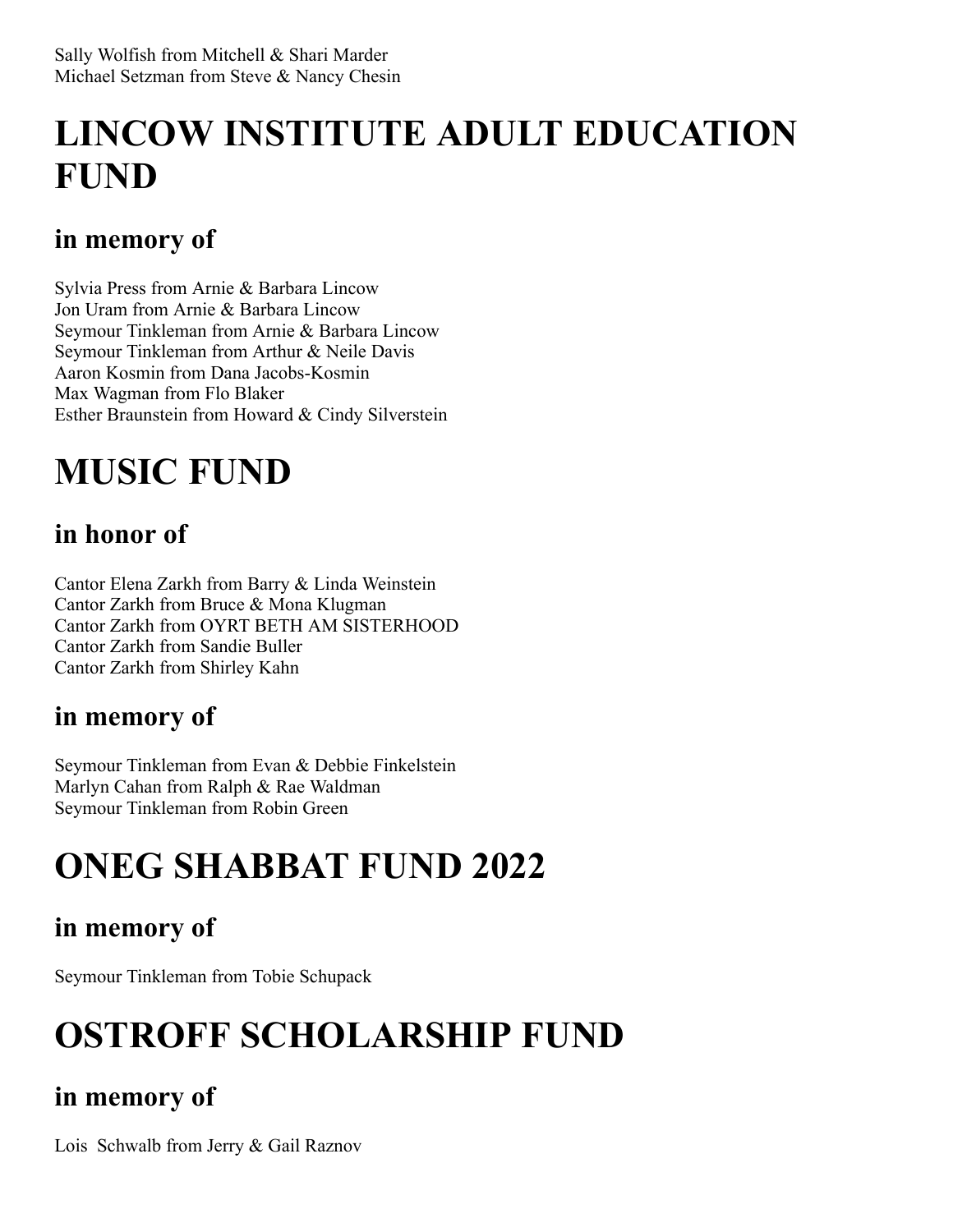Sally Wolfish from Mitchell & Shari Marder
Michael Setzman from Steve & Nancy Chesin

# LINCOW INSTITUTE ADULT EDUCATION FUND

## in memory of

Sylvia Press from Arnie & Barbara Lincow
Jon Uram from Arnie & Barbara Lincow
Seymour Tinkleman from Arnie & Barbara Lincow
Seymour Tinkleman from Arthur & Neile Davis
Aaron Kosmin from Dana Jacobs-Kosmin
Max Wagman from Flo Blaker
Esther Braunstein from Howard & Cindy Silverstein

# MUSIC FUND

## in honor of

Cantor Elena Zarkh from Barry & Linda Weinstein
Cantor Zarkh from Bruce & Mona Klugman
Cantor Zarkh from OYRT BETH AM SISTERHOOD
Cantor Zarkh from Sandie Buller
Cantor Zarkh from Shirley Kahn

## in memory of

Seymour Tinkleman from Evan & Debbie Finkelstein
Marlyn Cahan from Ralph & Rae Waldman
Seymour Tinkleman from Robin Green

# ONEG SHABBAT FUND 2022

## in memory of

Seymour Tinkleman from Tobie Schupack

# OSTROFF SCHOLARSHIP FUND

## in memory of

Lois Schwalb from Jerry & Gail Raznov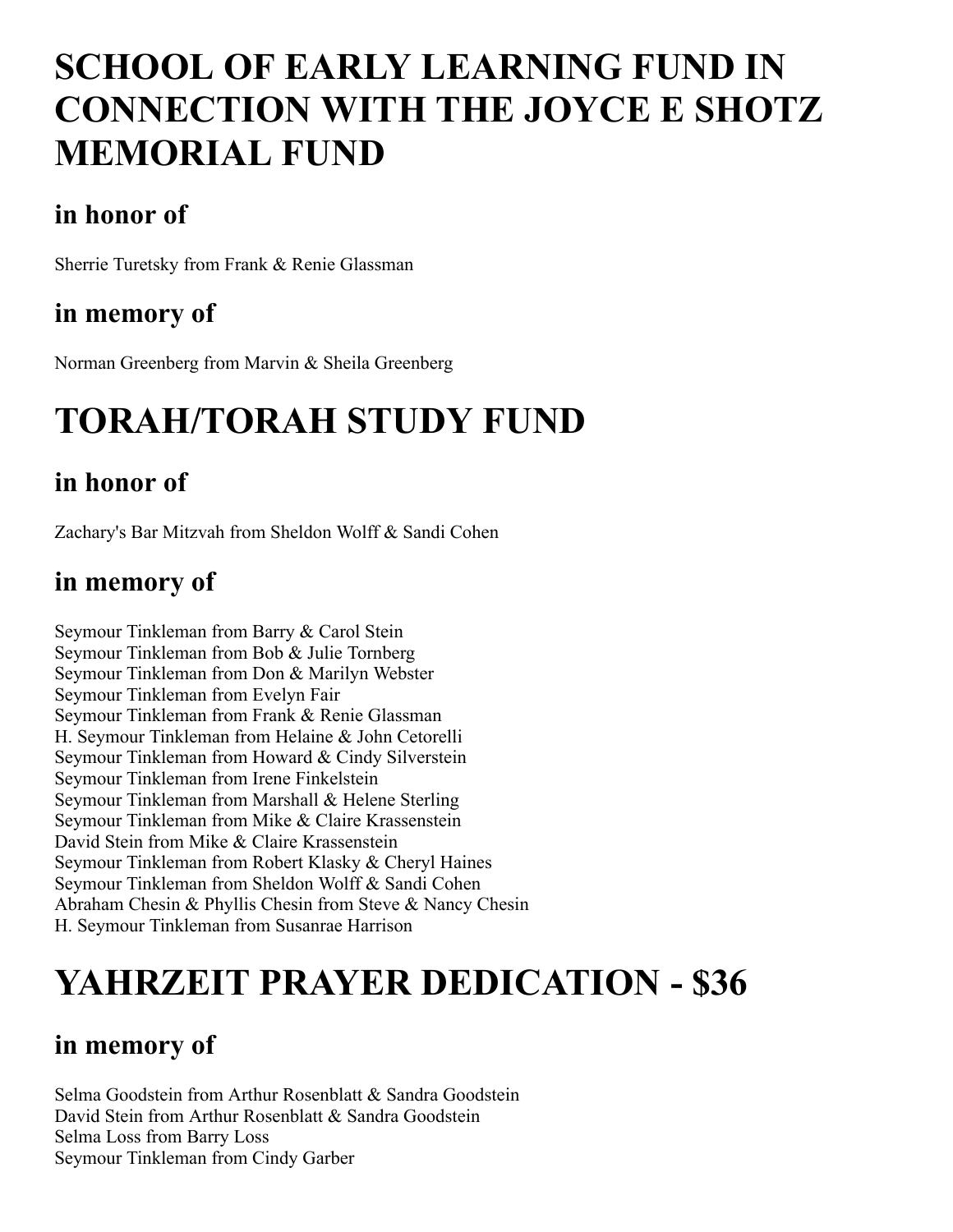# SCHOOL OF EARLY LEARNING FUND IN CONNECTION WITH THE JOYCE E SHOTZ MEMORIAL FUND

## in honor of

Sherrie Turetsky from Frank & Renie Glassman

## in memory of

Norman Greenberg from Marvin & Sheila Greenberg

# TORAH/TORAH STUDY FUND

## in honor of

Zachary's Bar Mitzvah from Sheldon Wolff & Sandi Cohen

## in memory of

Seymour Tinkleman from Barry & Carol Stein
Seymour Tinkleman from Bob & Julie Tornberg
Seymour Tinkleman from Don & Marilyn Webster
Seymour Tinkleman from Evelyn Fair
Seymour Tinkleman from Frank & Renie Glassman
H. Seymour Tinkleman from Helaine & John Cetorelli
Seymour Tinkleman from Howard & Cindy Silverstein
Seymour Tinkleman from Irene Finkelstein
Seymour Tinkleman from Marshall & Helene Sterling
Seymour Tinkleman from Mike & Claire Krassenstein
David Stein from Mike & Claire Krassenstein
Seymour Tinkleman from Robert Klasky & Cheryl Haines
Seymour Tinkleman from Sheldon Wolff & Sandi Cohen
Abraham Chesin & Phyllis Chesin from Steve & Nancy Chesin
H. Seymour Tinkleman from Susanrae Harrison

# YAHRZEIT PRAYER DEDICATION - $36

## in memory of

Selma Goodstein from Arthur Rosenblatt & Sandra Goodstein
David Stein from Arthur Rosenblatt & Sandra Goodstein
Selma Loss from Barry Loss
Seymour Tinkleman from Cindy Garber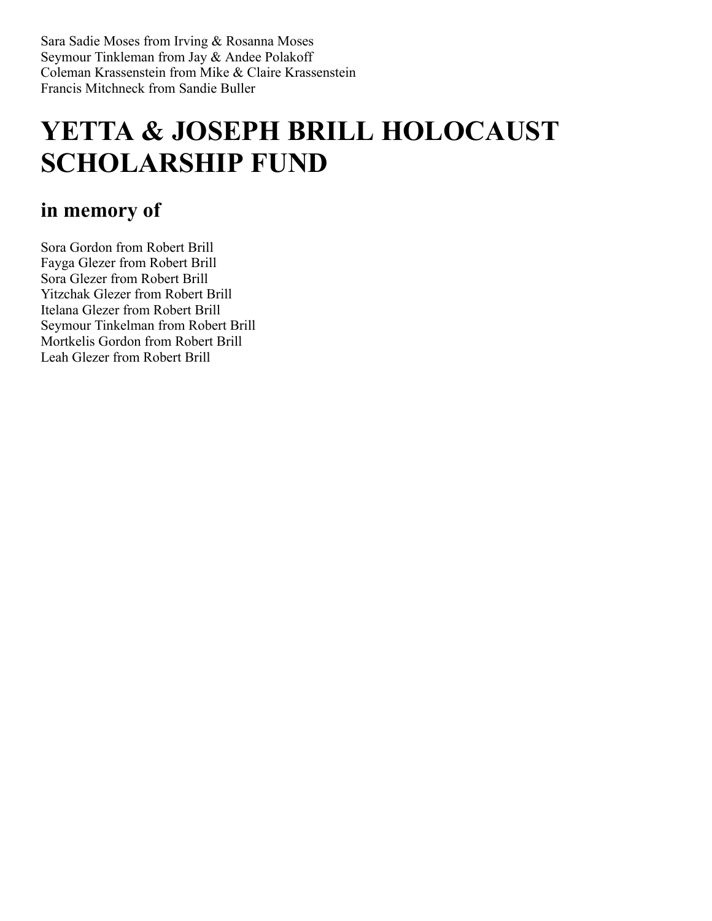Sara Sadie Moses from Irving & Rosanna Moses
Seymour Tinkleman from Jay & Andee Polakoff
Coleman Krassenstein from Mike & Claire Krassenstein
Francis Mitchneck from Sandie Buller

# YETTA & JOSEPH BRILL HOLOCAUST SCHOLARSHIP FUND

## in memory of

Sora Gordon from Robert Brill
Fayga Glezer from Robert Brill
Sora Glezer from Robert Brill
Yitzchak Glezer from Robert Brill
Itelana Glezer from Robert Brill
Seymour Tinkelman from Robert Brill
Mortkelis Gordon from Robert Brill
Leah Glezer from Robert Brill